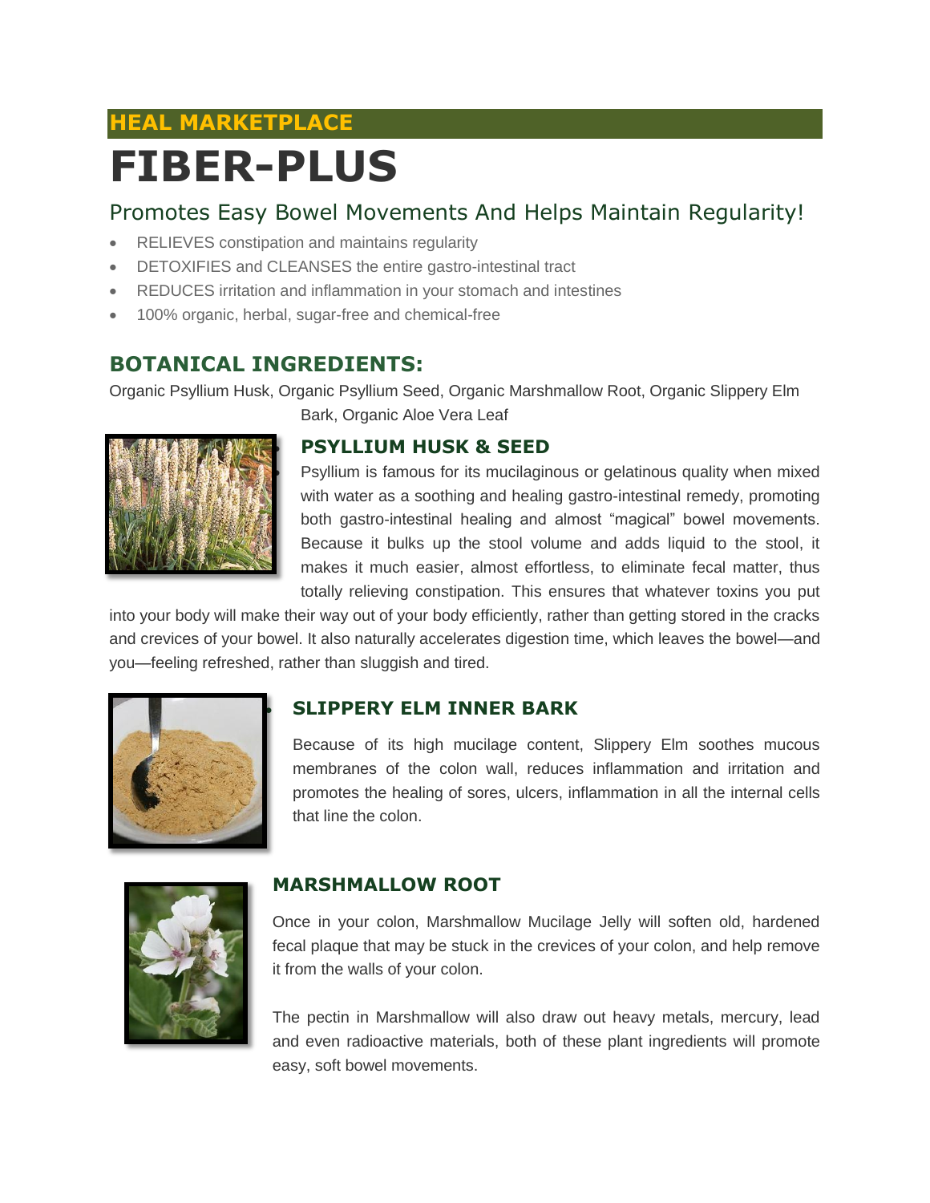**HEAL MARKETPLACE**

# FIBER-PLUS

## Promotes Easy Bowel Movements And Helps Maintain Regularity!

- RELIEVES constipation and maintains regularity
- DETOXIFIES and CLEANSES the entire gastro-intestinal tract
- REDUCES irritation and inflammation in your stomach and intestines
- 100% organic, herbal, sugar-free and chemical-free

## BOTANICAL INGREDIENTS:

Organic Psyllium Husk, Organic Psyllium Seed, Organic Marshmallow Root, Organic Slippery Elm Bark, Organic Aloe Vera Leaf

### PSYLLIUM HUSK & SEED

Psyllium is famous for its mucilaginous or gelatinous quality when mixed with water as a soothing and healing gastro-intestinal remedy, promoting both gastro-intestinal healing and almost "magical" bowel movements. Because it bulks up the stool volume and adds liquid to the stool, it makes it much easier, almost effortless, to eliminate fecal matter, thus totally relieving constipation. This ensures that whatever toxins you put into your body will make their way out of your body efficiently, rather than getting stored in the cracks and crevices of your bowel. It also naturally accelerates digestion time, which leaves the bowel—and you—feeling refreshed, rather than sluggish and tired.

### SLIPPERY ELM INNER BARK

Because of its high mucilage content, Slippery Elm soothes mucous membranes of the colon wall, reduces inflammation and irritation and promotes the healing of sores, ulcers, inflammation in all the internal cells that line the colon.

### MARSHMALLOW ROOT

Once in your colon, Marshmallow Mucilage Jelly will soften old, hardened fecal plaque that may be stuck in the crevices of your colon, and help remove it from the walls of your colon.

The pectin in Marshmallow will also draw out heavy metals, mercury, lead and even radioactive materials, both of these plant ingredients will promote easy, soft bowel movements.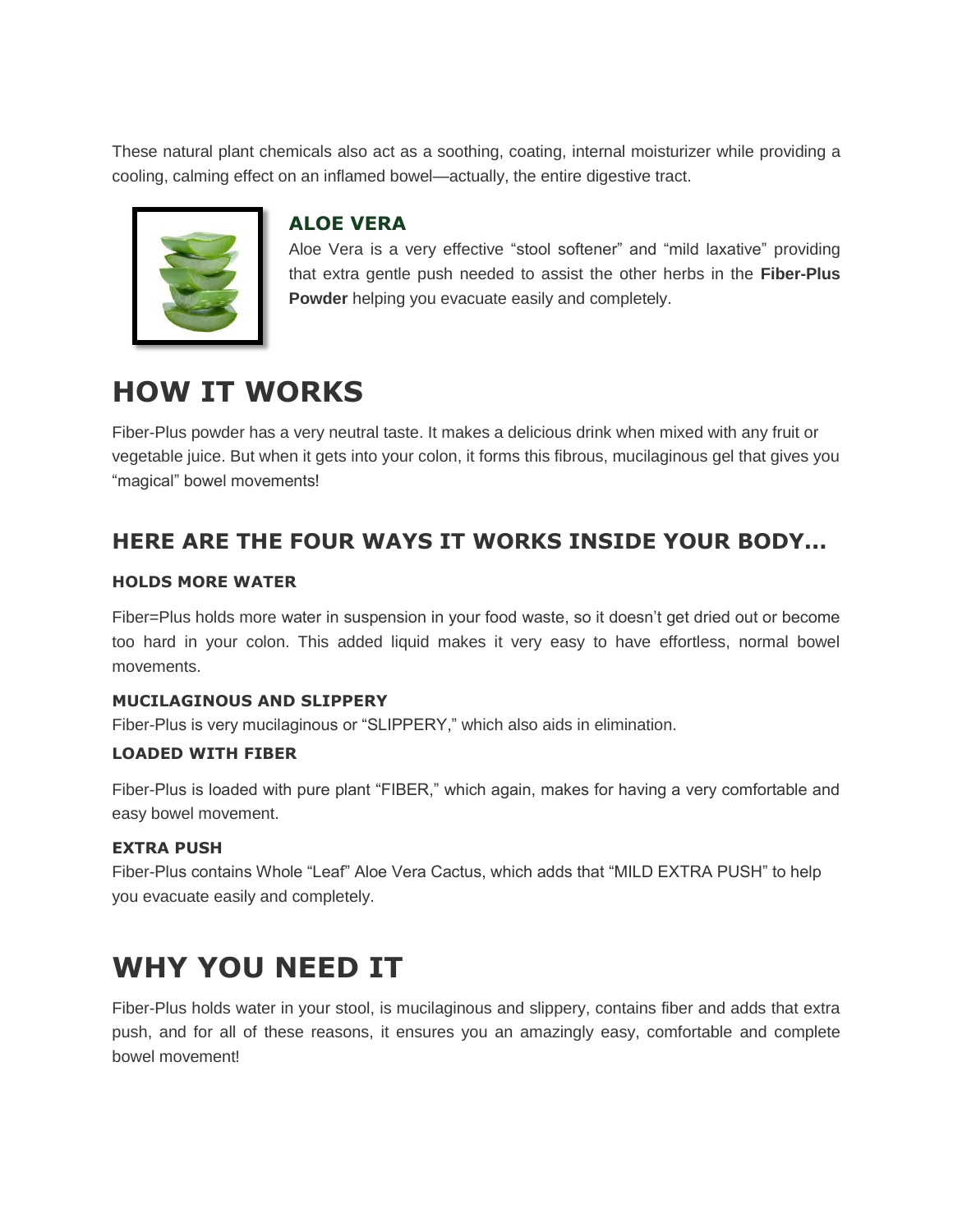These natural plant chemicals also act as a soothing, coating, internal moisturizer while providing a cooling, calming effect on an inflamed bowel—actually, the entire digestive tract.

### ALOE VERA

Aloe Vera is a very effective “stool softener” and “mild laxative” providing that extra gentle push needed to assist the other herbs in the **Fiber-Plus Powder** helping you evacuate easily and completely.

# HOW IT WORKS

Fiber-Plus powder has a very neutral taste. It makes a delicious drink when mixed with any fruit or vegetable juice. But when it gets into your colon, it forms this fibrous, mucilaginous gel that gives you “magical” bowel movements!

## HERE ARE THE FOUR WAYS IT WORKS INSIDE YOUR BODY…

#### HOLDS MORE WATER

Fiber=Plus holds more water in suspension in your food waste, so it doesn’t get dried out or become too hard in your colon. This added liquid makes it very easy to have effortless, normal bowel movements.

#### MUCILAGINOUS AND SLIPPERY

Fiber-Plus is very mucilaginous or “SLIPPERY,” which also aids in elimination.

#### LOADED WITH FIBER

Fiber-Plus is loaded with pure plant “FIBER,” which again, makes for having a very comfortable and easy bowel movement.

#### EXTRA PUSH

Fiber-Plus contains Whole “Leaf” Aloe Vera Cactus, which adds that “MILD EXTRA PUSH” to help you evacuate easily and completely.

# WHY YOU NEED IT

Fiber-Plus holds water in your stool, is mucilaginous and slippery, contains fiber and adds that extra push, and for all of these reasons, it ensures you an amazingly easy, comfortable and complete bowel movement!